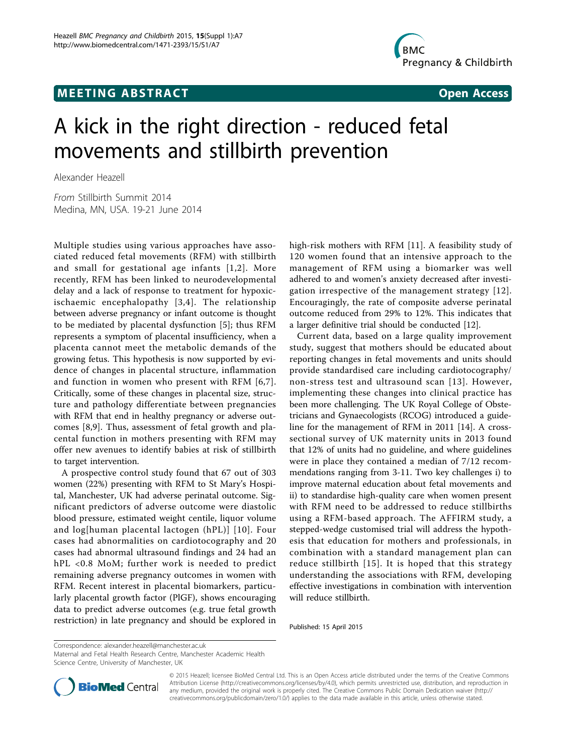MEETING ABSTRACT

Open Access

# A kick in the right direction - reduced fetal movements and stillbirth prevention

Alexander Heazell

*From* Stillbirth Summit 2014
Medina, MN, USA. 19-21 June 2014

Multiple studies using various approaches have associated reduced fetal movements (RFM) with stillbirth and small for gestational age infants [1,2]. More recently, RFM has been linked to neurodevelopmental delay and a lack of response to treatment for hypoxic-ischaemic encephalopathy [3,4]. The relationship between adverse pregnancy or infant outcome is thought to be mediated by placental dysfunction [5]; thus RFM represents a symptom of placental insufficiency, when a placenta cannot meet the metabolic demands of the growing fetus. This hypothesis is now supported by evidence of changes in placental structure, inflammation and function in women who present with RFM [6,7]. Critically, some of these changes in placental size, structure and pathology differentiate between pregnancies with RFM that end in healthy pregnancy or adverse outcomes [8,9]. Thus, assessment of fetal growth and placental function in mothers presenting with RFM may offer new avenues to identify babies at risk of stillbirth to target intervention.

A prospective control study found that 67 out of 303 women (22%) presenting with RFM to St Mary's Hospital, Manchester, UK had adverse perinatal outcome. Significant predictors of adverse outcome were diastolic blood pressure, estimated weight centile, liquor volume and log[human placental lactogen (hPL)] [10]. Four cases had abnormalities on cardiotocography and 20 cases had abnormal ultrasound findings and 24 had an hPL <0.8 MoM; further work is needed to predict remaining adverse pregnancy outcomes in women with RFM. Recent interest in placental biomarkers, particularly placental growth factor (PlGF), shows encouraging data to predict adverse outcomes (e.g. true fetal growth restriction) in late pregnancy and should be explored in high-risk mothers with RFM [11]. A feasibility study of 120 women found that an intensive approach to the management of RFM using a biomarker was well adhered to and women's anxiety decreased after investigation irrespective of the management strategy [12]. Encouragingly, the rate of composite adverse perinatal outcome reduced from 29% to 12%. This indicates that a larger definitive trial should be conducted [12].

Current data, based on a large quality improvement study, suggest that mothers should be educated about reporting changes in fetal movements and units should provide standardised care including cardiotocography/non-stress test and ultrasound scan [13]. However, implementing these changes into clinical practice has been more challenging. The UK Royal College of Obstetricians and Gynaecologists (RCOG) introduced a guideline for the management of RFM in 2011 [14]. A cross-sectional survey of UK maternity units in 2013 found that 12% of units had no guideline, and where guidelines were in place they contained a median of 7/12 recommendations ranging from 3-11. Two key challenges i) to improve maternal education about fetal movements and ii) to standardise high-quality care when women present with RFM need to be addressed to reduce stillbirths using a RFM-based approach. The AFFIRM study, a stepped-wedge customised trial will address the hypothesis that education for mothers and professionals, in combination with a standard management plan can reduce stillbirth [15]. It is hoped that this strategy understanding the associations with RFM, developing effective investigations in combination with intervention will reduce stillbirth.

Published: 15 April 2015

Correspondence: alexander.heazell@manchester.ac.uk
Maternal and Fetal Health Research Centre, Manchester Academic Health Science Centre, University of Manchester, UK

© 2015 Heazell; licensee BioMed Central Ltd. This is an Open Access article distributed under the terms of the Creative Commons Attribution License (http://creativecommons.org/licenses/by/4.0), which permits unrestricted use, distribution, and reproduction in any medium, provided the original work is properly cited. The Creative Commons Public Domain Dedication waiver (http://creativecommons.org/publicdomain/zero/1.0/) applies to the data made available in this article, unless otherwise stated.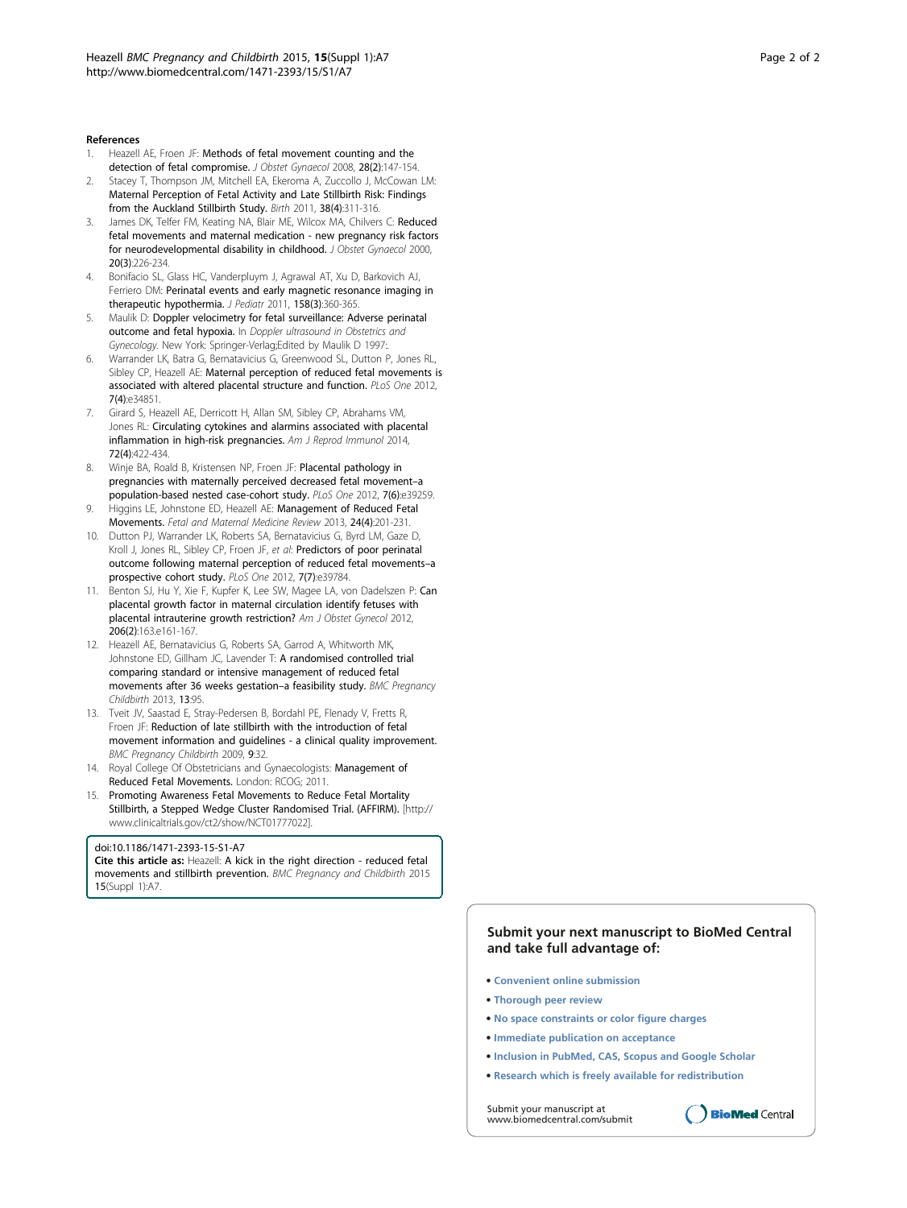## References

1. Heazell AE, Froen JF: **Methods of fetal movement counting and the detection of fetal compromise.** *J Obstet Gynaecol* 2008, **28(2)**:147-154.
2. Stacey T, Thompson JM, Mitchell EA, Ekeroma A, Zuccollo J, McCowan LM: **Maternal Perception of Fetal Activity and Late Stillbirth Risk: Findings from the Auckland Stillbirth Study.** *Birth* 2011, **38(4)**:311-316.
3. James DK, Telfer FM, Keating NA, Blair ME, Wilcox MA, Chilvers C: **Reduced fetal movements and maternal medication - new pregnancy risk factors for neurodevelopmental disability in childhood.** *J Obstet Gynaecol* 2000, **20(3)**:226-234.
4. Bonifacio SL, Glass HC, Vanderpluym J, Agrawal AT, Xu D, Barkovich AJ, Ferriero DM: **Perinatal events and early magnetic resonance imaging in therapeutic hypothermia.** *J Pediatr* 2011, **158(3)**:360-365.
5. Maulik D: **Doppler velocimetry for fetal surveillance: Adverse perinatal outcome and fetal hypoxia.** In *Doppler ultrasound in Obstetrics and Gynecology.* New York: Springer-Verlag;Edited by Maulik D 1997:.
6. Warrander LK, Batra G, Bernatavicius G, Greenwood SL, Dutton P, Jones RL, Sibley CP, Heazell AE: **Maternal perception of reduced fetal movements is associated with altered placental structure and function.** *PLoS One* 2012, **7(4)**:e34851.
7. Girard S, Heazell AE, Derricott H, Allan SM, Sibley CP, Abrahams VM, Jones RL: **Circulating cytokines and alarmins associated with placental inflammation in high-risk pregnancies.** *Am J Reprod Immunol* 2014, **72(4)**:422-434.
8. Winje BA, Roald B, Kristensen NP, Froen JF: **Placental pathology in pregnancies with maternally perceived decreased fetal movement–a population-based nested case-cohort study.** *PLoS One* 2012, **7(6)**:e39259.
9. Higgins LE, Johnstone ED, Heazell AE: **Management of Reduced Fetal Movements.** *Fetal and Maternal Medicine Review* 2013, **24(4)**:201-231.
10. Dutton PJ, Warrander LK, Roberts SA, Bernatavicius G, Byrd LM, Gaze D, Kroll J, Jones RL, Sibley CP, Froen JF, *et al*: **Predictors of poor perinatal outcome following maternal perception of reduced fetal movements–a prospective cohort study.** *PLoS One* 2012, **7(7)**:e39784.
11. Benton SJ, Hu Y, Xie F, Kupfer K, Lee SW, Magee LA, von Dadelszen P: **Can placental growth factor in maternal circulation identify fetuses with placental intrauterine growth restriction?** *Am J Obstet Gynecol* 2012, **206(2)**:163.e161-167.
12. Heazell AE, Bernatavicius G, Roberts SA, Garrod A, Whitworth MK, Johnstone ED, Gillham JC, Lavender T: **A randomised controlled trial comparing standard or intensive management of reduced fetal movements after 36 weeks gestation–a feasibility study.** *BMC Pregnancy Childbirth* 2013, **13**:95.
13. Tveit JV, Saastad E, Stray-Pedersen B, Bordahl PE, Flenady V, Fretts R, Froen JF: **Reduction of late stillbirth with the introduction of fetal movement information and guidelines - a clinical quality improvement.** *BMC Pregnancy Childbirth* 2009, **9**:32.
14. Royal College Of Obstetricians and Gynaecologists: **Management of Reduced Fetal Movements.** London: RCOG; 2011.
15. **Promoting Awareness Fetal Movements to Reduce Fetal Mortality Stillbirth, a Stepped Wedge Cluster Randomised Trial. (AFFIRM).** [http://www.clinicaltrials.gov/ct2/show/NCT01777022].

doi:10.1186/1471-2393-15-S1-A7

**Cite this article as:** Heazell: A kick in the right direction - reduced fetal movements and stillbirth prevention. *BMC Pregnancy and Childbirth* 2015 **15**(Suppl 1):A7.

**Submit your next manuscript to BioMed Central and take full advantage of:**

- **Convenient online submission**
- **Thorough peer review**
- **No space constraints or color figure charges**
- **Immediate publication on acceptance**
- **Inclusion in PubMed, CAS, Scopus and Google Scholar**
- **Research which is freely available for redistribution**

Submit your manuscript at www.biomedcentral.com/submit

BioMed Central